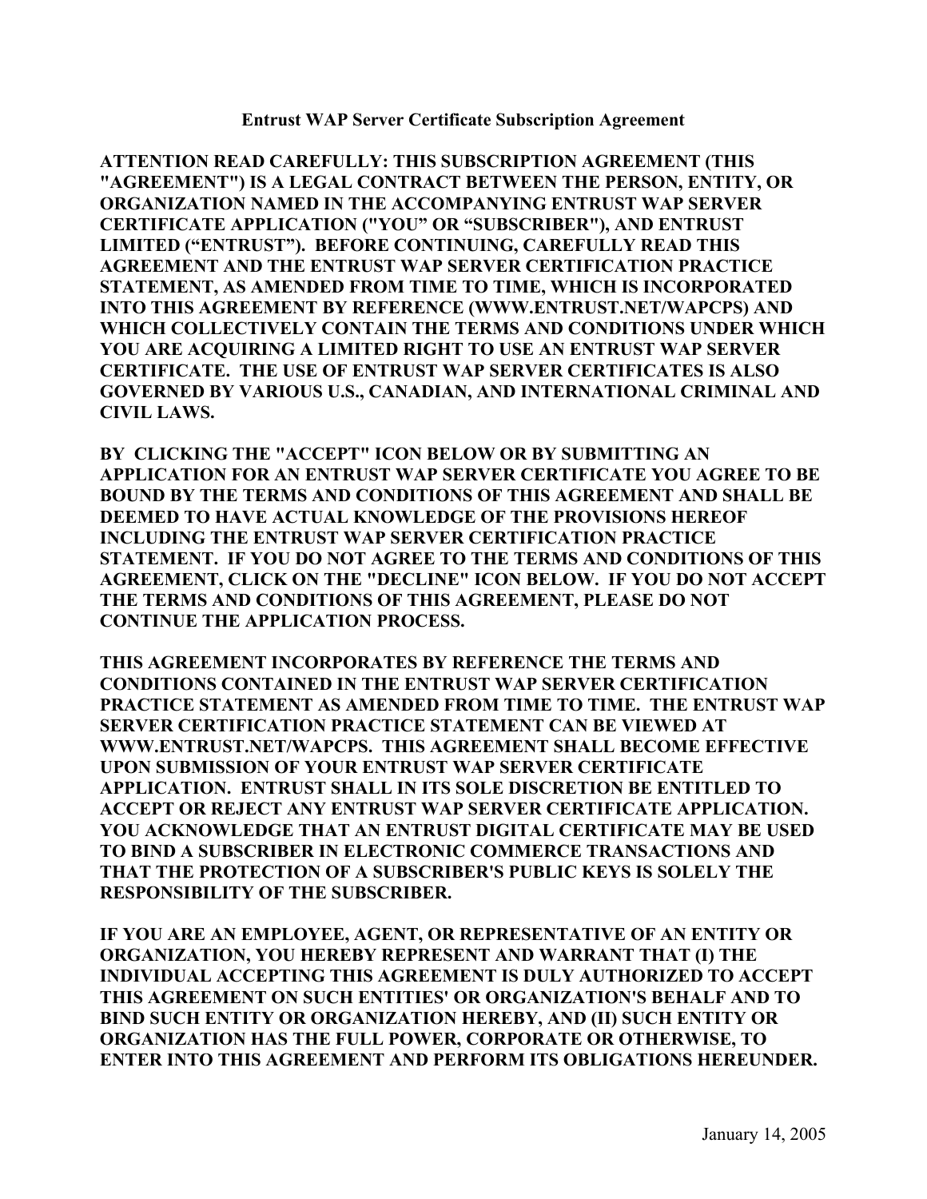# Entrust WAP Server Certificate Subscription Agreement

**ATTENTION READ CAREFULLY: THIS SUBSCRIPTION AGREEMENT (THIS "AGREEMENT") IS A LEGAL CONTRACT BETWEEN THE PERSON, ENTITY, OR ORGANIZATION NAMED IN THE ACCOMPANYING ENTRUST WAP SERVER CERTIFICATE APPLICATION ("YOU" OR "SUBSCRIBER"), AND ENTRUST LIMITED ("ENTRUST"). BEFORE CONTINUING, CAREFULLY READ THIS AGREEMENT AND THE ENTRUST WAP SERVER CERTIFICATION PRACTICE STATEMENT, AS AMENDED FROM TIME TO TIME, WHICH IS INCORPORATED INTO THIS AGREEMENT BY REFERENCE (WWW.ENTRUST.NET/WAPCPS) AND WHICH COLLECTIVELY CONTAIN THE TERMS AND CONDITIONS UNDER WHICH YOU ARE ACQUIRING A LIMITED RIGHT TO USE AN ENTRUST WAP SERVER CERTIFICATE. THE USE OF ENTRUST WAP SERVER CERTIFICATES IS ALSO GOVERNED BY VARIOUS U.S., CANADIAN, AND INTERNATIONAL CRIMINAL AND CIVIL LAWS.**

**BY CLICKING THE "ACCEPT" ICON BELOW OR BY SUBMITTING AN APPLICATION FOR AN ENTRUST WAP SERVER CERTIFICATE YOU AGREE TO BE BOUND BY THE TERMS AND CONDITIONS OF THIS AGREEMENT AND SHALL BE DEEMED TO HAVE ACTUAL KNOWLEDGE OF THE PROVISIONS HEREOF INCLUDING THE ENTRUST WAP SERVER CERTIFICATION PRACTICE STATEMENT. IF YOU DO NOT AGREE TO THE TERMS AND CONDITIONS OF THIS AGREEMENT, CLICK ON THE "DECLINE" ICON BELOW. IF YOU DO NOT ACCEPT THE TERMS AND CONDITIONS OF THIS AGREEMENT, PLEASE DO NOT CONTINUE THE APPLICATION PROCESS.**

**THIS AGREEMENT INCORPORATES BY REFERENCE THE TERMS AND CONDITIONS CONTAINED IN THE ENTRUST WAP SERVER CERTIFICATION PRACTICE STATEMENT AS AMENDED FROM TIME TO TIME. THE ENTRUST WAP SERVER CERTIFICATION PRACTICE STATEMENT CAN BE VIEWED AT WWW.ENTRUST.NET/WAPCPS. THIS AGREEMENT SHALL BECOME EFFECTIVE UPON SUBMISSION OF YOUR ENTRUST WAP SERVER CERTIFICATE APPLICATION. ENTRUST SHALL IN ITS SOLE DISCRETION BE ENTITLED TO ACCEPT OR REJECT ANY ENTRUST WAP SERVER CERTIFICATE APPLICATION. YOU ACKNOWLEDGE THAT AN ENTRUST DIGITAL CERTIFICATE MAY BE USED TO BIND A SUBSCRIBER IN ELECTRONIC COMMERCE TRANSACTIONS AND THAT THE PROTECTION OF A SUBSCRIBER'S PUBLIC KEYS IS SOLELY THE RESPONSIBILITY OF THE SUBSCRIBER.**

**IF YOU ARE AN EMPLOYEE, AGENT, OR REPRESENTATIVE OF AN ENTITY OR ORGANIZATION, YOU HEREBY REPRESENT AND WARRANT THAT (I) THE INDIVIDUAL ACCEPTING THIS AGREEMENT IS DULY AUTHORIZED TO ACCEPT THIS AGREEMENT ON SUCH ENTITIES' OR ORGANIZATION'S BEHALF AND TO BIND SUCH ENTITY OR ORGANIZATION HEREBY, AND (II) SUCH ENTITY OR ORGANIZATION HAS THE FULL POWER, CORPORATE OR OTHERWISE, TO ENTER INTO THIS AGREEMENT AND PERFORM ITS OBLIGATIONS HEREUNDER.**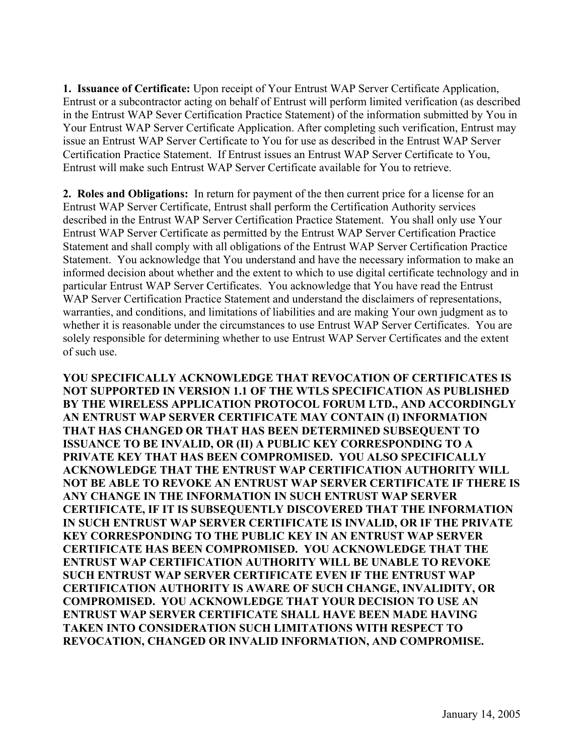**1. Issuance of Certificate:** Upon receipt of Your Entrust WAP Server Certificate Application, Entrust or a subcontractor acting on behalf of Entrust will perform limited verification (as described in the Entrust WAP Sever Certification Practice Statement) of the information submitted by You in Your Entrust WAP Server Certificate Application. After completing such verification, Entrust may issue an Entrust WAP Server Certificate to You for use as described in the Entrust WAP Server Certification Practice Statement. If Entrust issues an Entrust WAP Server Certificate to You, Entrust will make such Entrust WAP Server Certificate available for You to retrieve.

**2. Roles and Obligations:** In return for payment of the then current price for a license for an Entrust WAP Server Certificate, Entrust shall perform the Certification Authority services described in the Entrust WAP Server Certification Practice Statement. You shall only use Your Entrust WAP Server Certificate as permitted by the Entrust WAP Server Certification Practice Statement and shall comply with all obligations of the Entrust WAP Server Certification Practice Statement. You acknowledge that You understand and have the necessary information to make an informed decision about whether and the extent to which to use digital certificate technology and in particular Entrust WAP Server Certificates. You acknowledge that You have read the Entrust WAP Server Certification Practice Statement and understand the disclaimers of representations, warranties, and conditions, and limitations of liabilities and are making Your own judgment as to whether it is reasonable under the circumstances to use Entrust WAP Server Certificates. You are solely responsible for determining whether to use Entrust WAP Server Certificates and the extent of such use.

**YOU SPECIFICALLY ACKNOWLEDGE THAT REVOCATION OF CERTIFICATES IS NOT SUPPORTED IN VERSION 1.1 OF THE WTLS SPECIFICATION AS PUBLISHED BY THE WIRELESS APPLICATION PROTOCOL FORUM LTD., AND ACCORDINGLY AN ENTRUST WAP SERVER CERTIFICATE MAY CONTAIN (I) INFORMATION THAT HAS CHANGED OR THAT HAS BEEN DETERMINED SUBSEQUENT TO ISSUANCE TO BE INVALID, OR (II) A PUBLIC KEY CORRESPONDING TO A PRIVATE KEY THAT HAS BEEN COMPROMISED. YOU ALSO SPECIFICALLY ACKNOWLEDGE THAT THE ENTRUST WAP CERTIFICATION AUTHORITY WILL NOT BE ABLE TO REVOKE AN ENTRUST WAP SERVER CERTIFICATE IF THERE IS ANY CHANGE IN THE INFORMATION IN SUCH ENTRUST WAP SERVER CERTIFICATE, IF IT IS SUBSEQUENTLY DISCOVERED THAT THE INFORMATION IN SUCH ENTRUST WAP SERVER CERTIFICATE IS INVALID, OR IF THE PRIVATE KEY CORRESPONDING TO THE PUBLIC KEY IN AN ENTRUST WAP SERVER CERTIFICATE HAS BEEN COMPROMISED. YOU ACKNOWLEDGE THAT THE ENTRUST WAP CERTIFICATION AUTHORITY WILL BE UNABLE TO REVOKE SUCH ENTRUST WAP SERVER CERTIFICATE EVEN IF THE ENTRUST WAP CERTIFICATION AUTHORITY IS AWARE OF SUCH CHANGE, INVALIDITY, OR COMPROMISED. YOU ACKNOWLEDGE THAT YOUR DECISION TO USE AN ENTRUST WAP SERVER CERTIFICATE SHALL HAVE BEEN MADE HAVING TAKEN INTO CONSIDERATION SUCH LIMITATIONS WITH RESPECT TO REVOCATION, CHANGED OR INVALID INFORMATION, AND COMPROMISE.**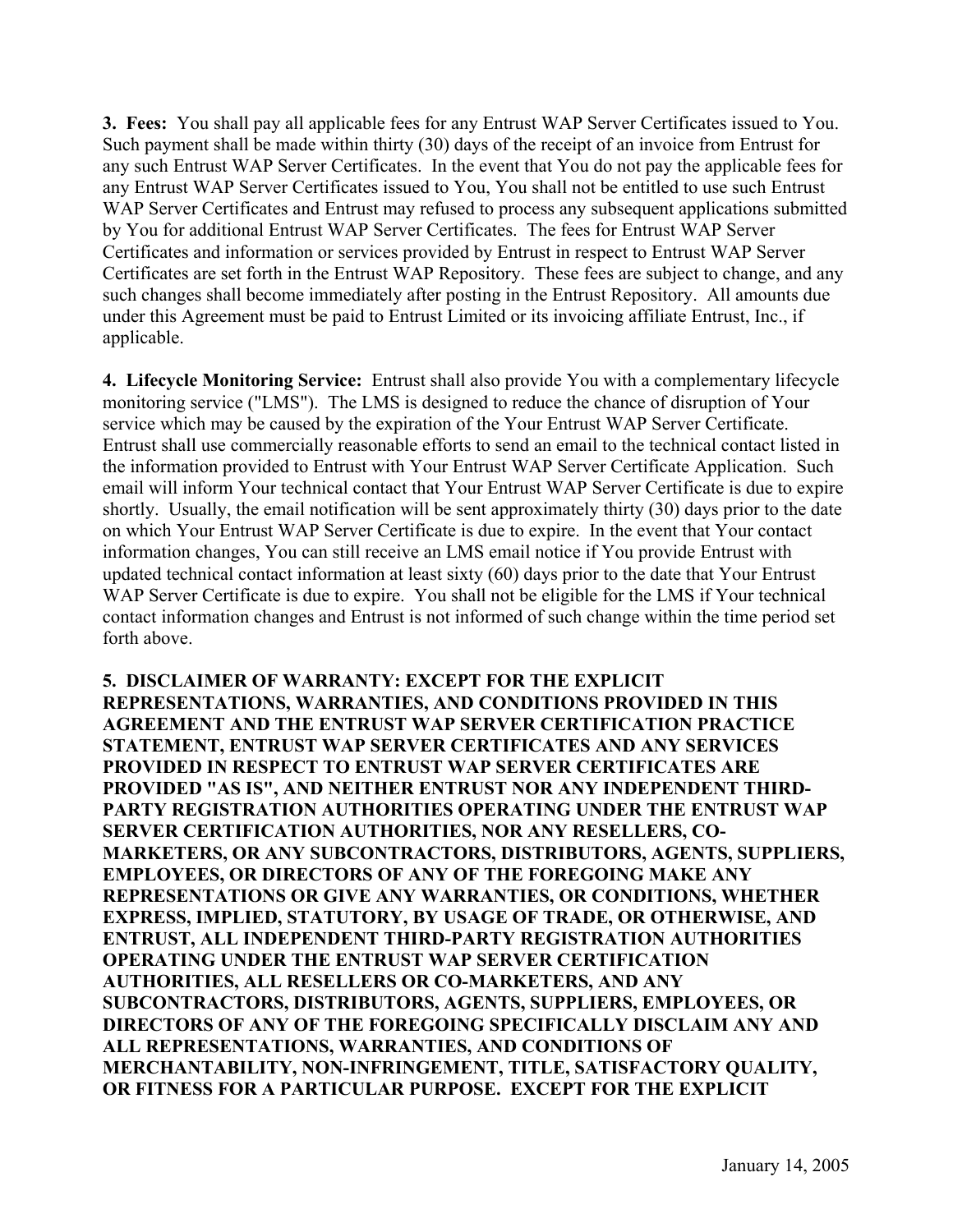**3. Fees:** You shall pay all applicable fees for any Entrust WAP Server Certificates issued to You. Such payment shall be made within thirty (30) days of the receipt of an invoice from Entrust for any such Entrust WAP Server Certificates. In the event that You do not pay the applicable fees for any Entrust WAP Server Certificates issued to You, You shall not be entitled to use such Entrust WAP Server Certificates and Entrust may refused to process any subsequent applications submitted by You for additional Entrust WAP Server Certificates. The fees for Entrust WAP Server Certificates and information or services provided by Entrust in respect to Entrust WAP Server Certificates are set forth in the Entrust WAP Repository. These fees are subject to change, and any such changes shall become immediately after posting in the Entrust Repository. All amounts due under this Agreement must be paid to Entrust Limited or its invoicing affiliate Entrust, Inc., if applicable.

**4. Lifecycle Monitoring Service:** Entrust shall also provide You with a complementary lifecycle monitoring service ("LMS"). The LMS is designed to reduce the chance of disruption of Your service which may be caused by the expiration of the Your Entrust WAP Server Certificate. Entrust shall use commercially reasonable efforts to send an email to the technical contact listed in the information provided to Entrust with Your Entrust WAP Server Certificate Application. Such email will inform Your technical contact that Your Entrust WAP Server Certificate is due to expire shortly. Usually, the email notification will be sent approximately thirty (30) days prior to the date on which Your Entrust WAP Server Certificate is due to expire. In the event that Your contact information changes, You can still receive an LMS email notice if You provide Entrust with updated technical contact information at least sixty (60) days prior to the date that Your Entrust WAP Server Certificate is due to expire. You shall not be eligible for the LMS if Your technical contact information changes and Entrust is not informed of such change within the time period set forth above.

**5. DISCLAIMER OF WARRANTY: EXCEPT FOR THE EXPLICIT REPRESENTATIONS, WARRANTIES, AND CONDITIONS PROVIDED IN THIS AGREEMENT AND THE ENTRUST WAP SERVER CERTIFICATION PRACTICE STATEMENT, ENTRUST WAP SERVER CERTIFICATES AND ANY SERVICES PROVIDED IN RESPECT TO ENTRUST WAP SERVER CERTIFICATES ARE PROVIDED "AS IS", AND NEITHER ENTRUST NOR ANY INDEPENDENT THIRD-PARTY REGISTRATION AUTHORITIES OPERATING UNDER THE ENTRUST WAP SERVER CERTIFICATION AUTHORITIES, NOR ANY RESELLERS, CO-MARKETERS, OR ANY SUBCONTRACTORS, DISTRIBUTORS, AGENTS, SUPPLIERS, EMPLOYEES, OR DIRECTORS OF ANY OF THE FOREGOING MAKE ANY REPRESENTATIONS OR GIVE ANY WARRANTIES, OR CONDITIONS, WHETHER EXPRESS, IMPLIED, STATUTORY, BY USAGE OF TRADE, OR OTHERWISE, AND ENTRUST, ALL INDEPENDENT THIRD-PARTY REGISTRATION AUTHORITIES OPERATING UNDER THE ENTRUST WAP SERVER CERTIFICATION AUTHORITIES, ALL RESELLERS OR CO-MARKETERS, AND ANY SUBCONTRACTORS, DISTRIBUTORS, AGENTS, SUPPLIERS, EMPLOYEES, OR DIRECTORS OF ANY OF THE FOREGOING SPECIFICALLY DISCLAIM ANY AND ALL REPRESENTATIONS, WARRANTIES, AND CONDITIONS OF MERCHANTABILITY, NON-INFRINGEMENT, TITLE, SATISFACTORY QUALITY, OR FITNESS FOR A PARTICULAR PURPOSE. EXCEPT FOR THE EXPLICIT**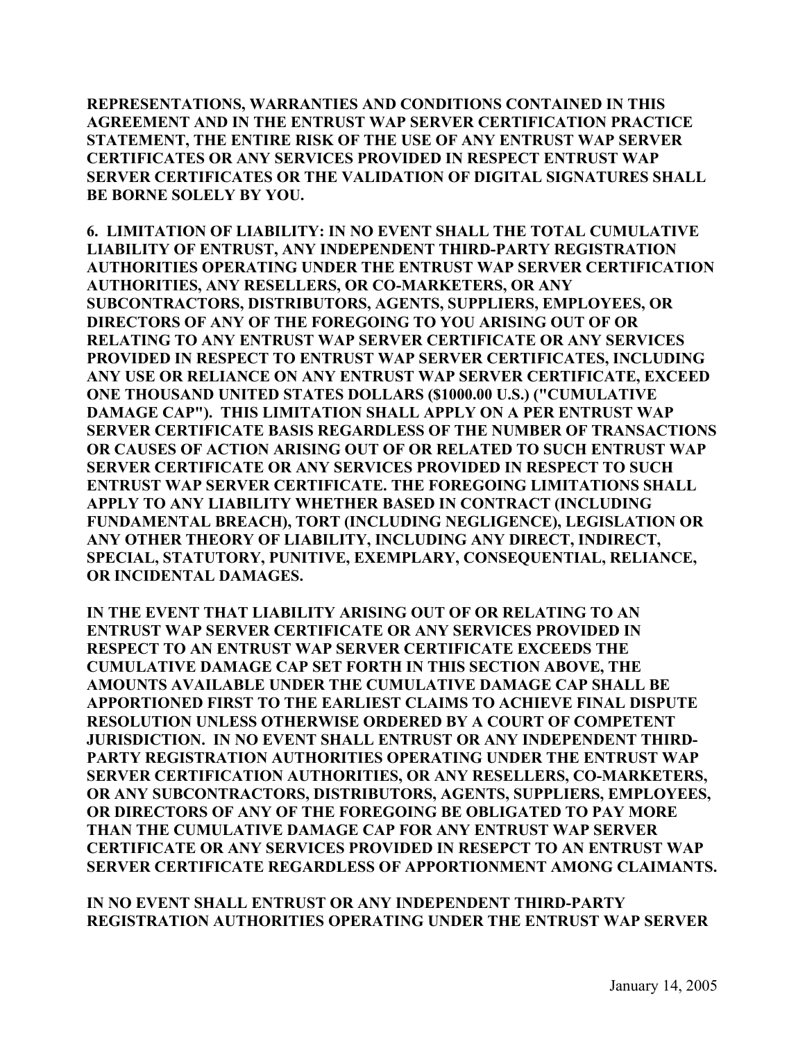**REPRESENTATIONS, WARRANTIES AND CONDITIONS CONTAINED IN THIS AGREEMENT AND IN THE ENTRUST WAP SERVER CERTIFICATION PRACTICE STATEMENT, THE ENTIRE RISK OF THE USE OF ANY ENTRUST WAP SERVER CERTIFICATES OR ANY SERVICES PROVIDED IN RESPECT ENTRUST WAP SERVER CERTIFICATES OR THE VALIDATION OF DIGITAL SIGNATURES SHALL BE BORNE SOLELY BY YOU.**

**6. LIMITATION OF LIABILITY: IN NO EVENT SHALL THE TOTAL CUMULATIVE LIABILITY OF ENTRUST, ANY INDEPENDENT THIRD-PARTY REGISTRATION AUTHORITIES OPERATING UNDER THE ENTRUST WAP SERVER CERTIFICATION AUTHORITIES, ANY RESELLERS, OR CO-MARKETERS, OR ANY SUBCONTRACTORS, DISTRIBUTORS, AGENTS, SUPPLIERS, EMPLOYEES, OR DIRECTORS OF ANY OF THE FOREGOING TO YOU ARISING OUT OF OR RELATING TO ANY ENTRUST WAP SERVER CERTIFICATE OR ANY SERVICES PROVIDED IN RESPECT TO ENTRUST WAP SERVER CERTIFICATES, INCLUDING ANY USE OR RELIANCE ON ANY ENTRUST WAP SERVER CERTIFICATE, EXCEED ONE THOUSAND UNITED STATES DOLLARS ($1000.00 U.S.) ("CUMULATIVE DAMAGE CAP"). THIS LIMITATION SHALL APPLY ON A PER ENTRUST WAP SERVER CERTIFICATE BASIS REGARDLESS OF THE NUMBER OF TRANSACTIONS OR CAUSES OF ACTION ARISING OUT OF OR RELATED TO SUCH ENTRUST WAP SERVER CERTIFICATE OR ANY SERVICES PROVIDED IN RESPECT TO SUCH ENTRUST WAP SERVER CERTIFICATE. THE FOREGOING LIMITATIONS SHALL APPLY TO ANY LIABILITY WHETHER BASED IN CONTRACT (INCLUDING FUNDAMENTAL BREACH), TORT (INCLUDING NEGLIGENCE), LEGISLATION OR ANY OTHER THEORY OF LIABILITY, INCLUDING ANY DIRECT, INDIRECT, SPECIAL, STATUTORY, PUNITIVE, EXEMPLARY, CONSEQUENTIAL, RELIANCE, OR INCIDENTAL DAMAGES.**

**IN THE EVENT THAT LIABILITY ARISING OUT OF OR RELATING TO AN ENTRUST WAP SERVER CERTIFICATE OR ANY SERVICES PROVIDED IN RESPECT TO AN ENTRUST WAP SERVER CERTIFICATE EXCEEDS THE CUMULATIVE DAMAGE CAP SET FORTH IN THIS SECTION ABOVE, THE AMOUNTS AVAILABLE UNDER THE CUMULATIVE DAMAGE CAP SHALL BE APPORTIONED FIRST TO THE EARLIEST CLAIMS TO ACHIEVE FINAL DISPUTE RESOLUTION UNLESS OTHERWISE ORDERED BY A COURT OF COMPETENT JURISDICTION. IN NO EVENT SHALL ENTRUST OR ANY INDEPENDENT THIRD-PARTY REGISTRATION AUTHORITIES OPERATING UNDER THE ENTRUST WAP SERVER CERTIFICATION AUTHORITIES, OR ANY RESELLERS, CO-MARKETERS, OR ANY SUBCONTRACTORS, DISTRIBUTORS, AGENTS, SUPPLIERS, EMPLOYEES, OR DIRECTORS OF ANY OF THE FOREGOING BE OBLIGATED TO PAY MORE THAN THE CUMULATIVE DAMAGE CAP FOR ANY ENTRUST WAP SERVER CERTIFICATE OR ANY SERVICES PROVIDED IN RESEPCT TO AN ENTRUST WAP SERVER CERTIFICATE REGARDLESS OF APPORTIONMENT AMONG CLAIMANTS.**

**IN NO EVENT SHALL ENTRUST OR ANY INDEPENDENT THIRD-PARTY REGISTRATION AUTHORITIES OPERATING UNDER THE ENTRUST WAP SERVER**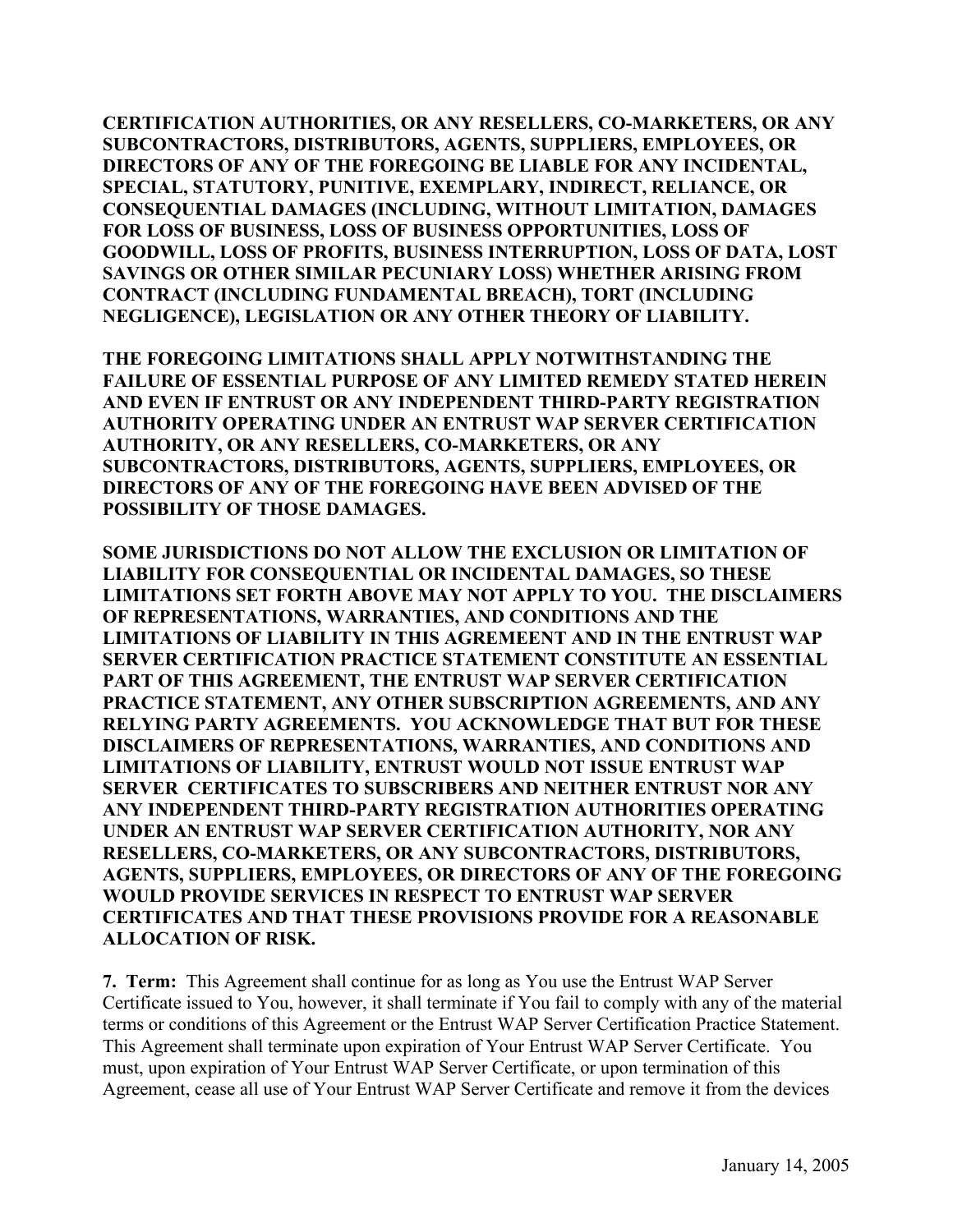**CERTIFICATION AUTHORITIES, OR ANY RESELLERS, CO-MARKETERS, OR ANY SUBCONTRACTORS, DISTRIBUTORS, AGENTS, SUPPLIERS, EMPLOYEES, OR DIRECTORS OF ANY OF THE FOREGOING BE LIABLE FOR ANY INCIDENTAL, SPECIAL, STATUTORY, PUNITIVE, EXEMPLARY, INDIRECT, RELIANCE, OR CONSEQUENTIAL DAMAGES (INCLUDING, WITHOUT LIMITATION, DAMAGES FOR LOSS OF BUSINESS, LOSS OF BUSINESS OPPORTUNITIES, LOSS OF GOODWILL, LOSS OF PROFITS, BUSINESS INTERRUPTION, LOSS OF DATA, LOST SAVINGS OR OTHER SIMILAR PECUNIARY LOSS) WHETHER ARISING FROM CONTRACT (INCLUDING FUNDAMENTAL BREACH), TORT (INCLUDING NEGLIGENCE), LEGISLATION OR ANY OTHER THEORY OF LIABILITY.**

**THE FOREGOING LIMITATIONS SHALL APPLY NOTWITHSTANDING THE FAILURE OF ESSENTIAL PURPOSE OF ANY LIMITED REMEDY STATED HEREIN AND EVEN IF ENTRUST OR ANY INDEPENDENT THIRD-PARTY REGISTRATION AUTHORITY OPERATING UNDER AN ENTRUST WAP SERVER CERTIFICATION AUTHORITY, OR ANY RESELLERS, CO-MARKETERS, OR ANY SUBCONTRACTORS, DISTRIBUTORS, AGENTS, SUPPLIERS, EMPLOYEES, OR DIRECTORS OF ANY OF THE FOREGOING HAVE BEEN ADVISED OF THE POSSIBILITY OF THOSE DAMAGES.**

**SOME JURISDICTIONS DO NOT ALLOW THE EXCLUSION OR LIMITATION OF LIABILITY FOR CONSEQUENTIAL OR INCIDENTAL DAMAGES, SO THESE LIMITATIONS SET FORTH ABOVE MAY NOT APPLY TO YOU. THE DISCLAIMERS OF REPRESENTATIONS, WARRANTIES, AND CONDITIONS AND THE LIMITATIONS OF LIABILITY IN THIS AGREMEENT AND IN THE ENTRUST WAP SERVER CERTIFICATION PRACTICE STATEMENT CONSTITUTE AN ESSENTIAL PART OF THIS AGREEMENT, THE ENTRUST WAP SERVER CERTIFICATION PRACTICE STATEMENT, ANY OTHER SUBSCRIPTION AGREEMENTS, AND ANY RELYING PARTY AGREEMENTS. YOU ACKNOWLEDGE THAT BUT FOR THESE DISCLAIMERS OF REPRESENTATIONS, WARRANTIES, AND CONDITIONS AND LIMITATIONS OF LIABILITY, ENTRUST WOULD NOT ISSUE ENTRUST WAP SERVER CERTIFICATES TO SUBSCRIBERS AND NEITHER ENTRUST NOR ANY ANY INDEPENDENT THIRD-PARTY REGISTRATION AUTHORITIES OPERATING UNDER AN ENTRUST WAP SERVER CERTIFICATION AUTHORITY, NOR ANY RESELLERS, CO-MARKETERS, OR ANY SUBCONTRACTORS, DISTRIBUTORS, AGENTS, SUPPLIERS, EMPLOYEES, OR DIRECTORS OF ANY OF THE FOREGOING WOULD PROVIDE SERVICES IN RESPECT TO ENTRUST WAP SERVER CERTIFICATES AND THAT THESE PROVISIONS PROVIDE FOR A REASONABLE ALLOCATION OF RISK.**

**7. Term:** This Agreement shall continue for as long as You use the Entrust WAP Server Certificate issued to You, however, it shall terminate if You fail to comply with any of the material terms or conditions of this Agreement or the Entrust WAP Server Certification Practice Statement. This Agreement shall terminate upon expiration of Your Entrust WAP Server Certificate. You must, upon expiration of Your Entrust WAP Server Certificate, or upon termination of this Agreement, cease all use of Your Entrust WAP Server Certificate and remove it from the devices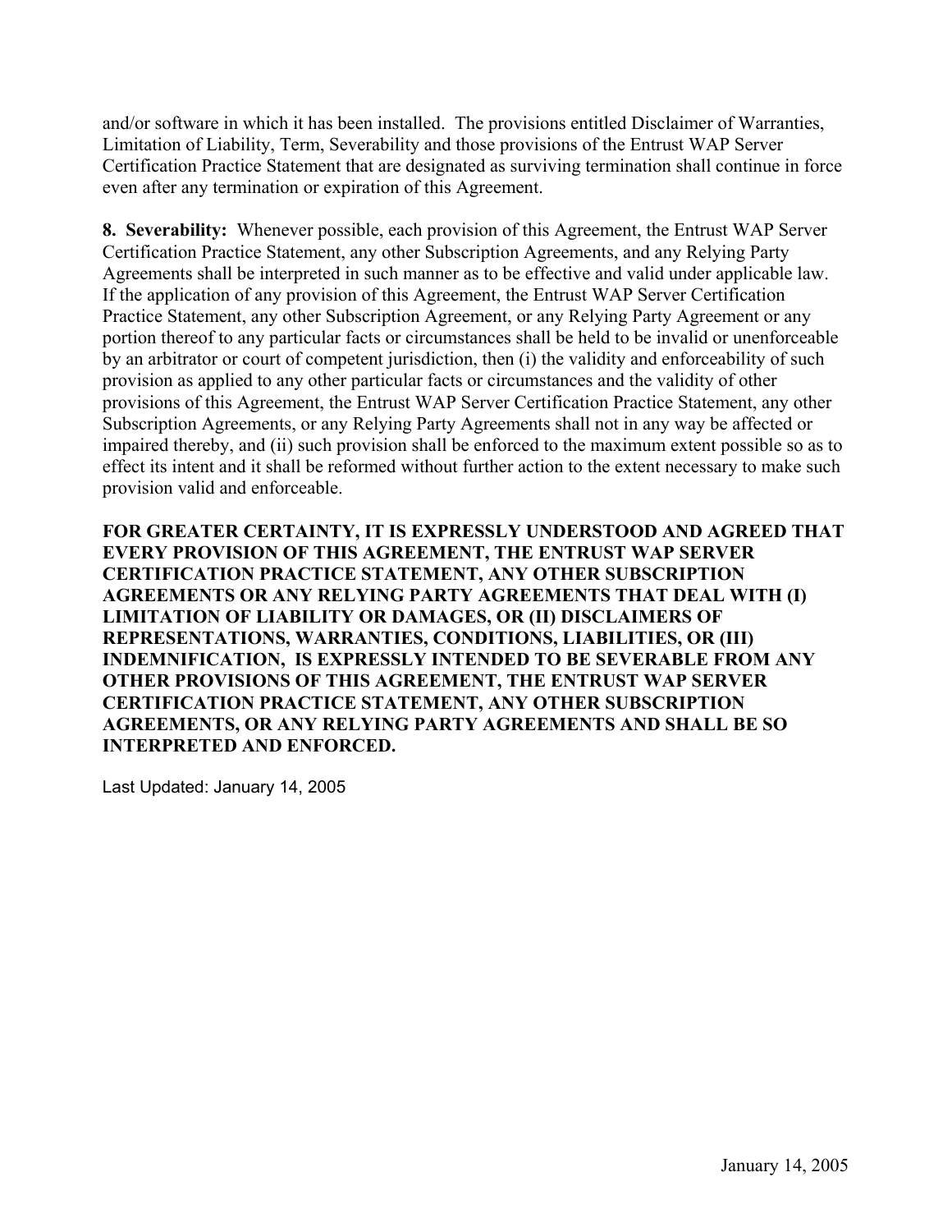and/or software in which it has been installed. The provisions entitled Disclaimer of Warranties, Limitation of Liability, Term, Severability and those provisions of the Entrust WAP Server Certification Practice Statement that are designated as surviving termination shall continue in force even after any termination or expiration of this Agreement.

**8. Severability:** Whenever possible, each provision of this Agreement, the Entrust WAP Server Certification Practice Statement, any other Subscription Agreements, and any Relying Party Agreements shall be interpreted in such manner as to be effective and valid under applicable law. If the application of any provision of this Agreement, the Entrust WAP Server Certification Practice Statement, any other Subscription Agreement, or any Relying Party Agreement or any portion thereof to any particular facts or circumstances shall be held to be invalid or unenforceable by an arbitrator or court of competent jurisdiction, then (i) the validity and enforceability of such provision as applied to any other particular facts or circumstances and the validity of other provisions of this Agreement, the Entrust WAP Server Certification Practice Statement, any other Subscription Agreements, or any Relying Party Agreements shall not in any way be affected or impaired thereby, and (ii) such provision shall be enforced to the maximum extent possible so as to effect its intent and it shall be reformed without further action to the extent necessary to make such provision valid and enforceable.

**FOR GREATER CERTAINTY, IT IS EXPRESSLY UNDERSTOOD AND AGREED THAT EVERY PROVISION OF THIS AGREEMENT, THE ENTRUST WAP SERVER CERTIFICATION PRACTICE STATEMENT, ANY OTHER SUBSCRIPTION AGREEMENTS OR ANY RELYING PARTY AGREEMENTS THAT DEAL WITH (I) LIMITATION OF LIABILITY OR DAMAGES, OR (II) DISCLAIMERS OF REPRESENTATIONS, WARRANTIES, CONDITIONS, LIABILITIES, OR (III) INDEMNIFICATION, IS EXPRESSLY INTENDED TO BE SEVERABLE FROM ANY OTHER PROVISIONS OF THIS AGREEMENT, THE ENTRUST WAP SERVER CERTIFICATION PRACTICE STATEMENT, ANY OTHER SUBSCRIPTION AGREEMENTS, OR ANY RELYING PARTY AGREEMENTS AND SHALL BE SO INTERPRETED AND ENFORCED.**

Last Updated: January 14, 2005